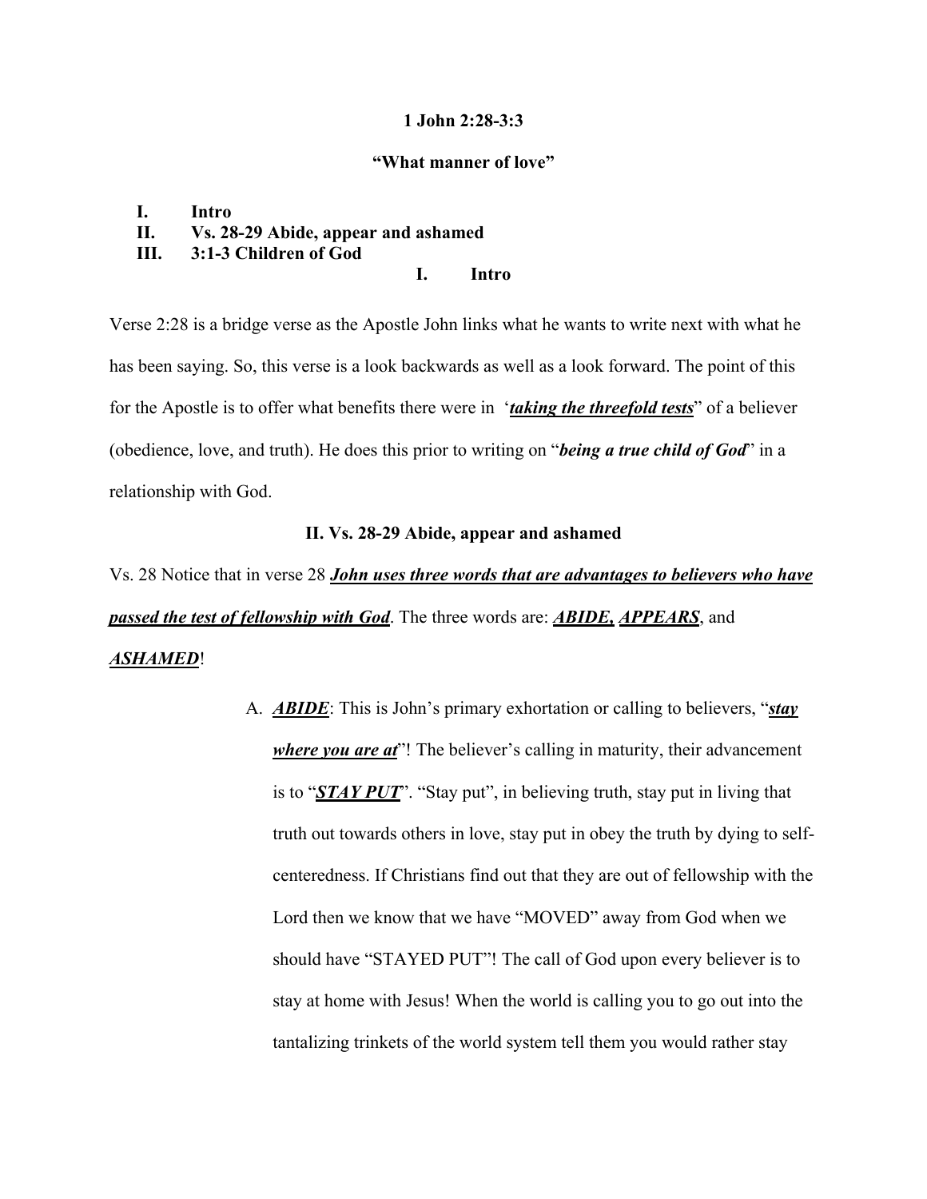**1 John 2:28-3:3**

**"What manner of love"**

**I. Intro**
**II. Vs. 28-29 Abide, appear and ashamed**
**III. 3:1-3 Children of God**

## I. Intro

Verse 2:28 is a bridge verse as the Apostle John links what he wants to write next with what he has been saying. So, this verse is a look backwards as well as a look forward. The point of this for the Apostle is to offer what benefits there were in '***taking the threefold tests***" of a believer (obedience, love, and truth). He does this prior to writing on "***being a true child of God***" in a relationship with God.

## II. Vs. 28-29 Abide, appear and ashamed

Vs. 28 Notice that in verse 28 ***John uses three words that are advantages to believers who have passed the test of fellowship with God***. The three words are: ***ABIDE,*** ***APPEARS***, and ***ASHAMED***!

A. ***ABIDE***: This is John's primary exhortation or calling to believers, "***stay where you are at***"! The believer's calling in maturity, their advancement is to "***STAY PUT***". "Stay put", in believing truth, stay put in living that truth out towards others in love, stay put in obey the truth by dying to self-centeredness. If Christians find out that they are out of fellowship with the Lord then we know that we have "MOVED" away from God when we should have "STAYED PUT"! The call of God upon every believer is to stay at home with Jesus! When the world is calling you to go out into the tantalizing trinkets of the world system tell them you would rather stay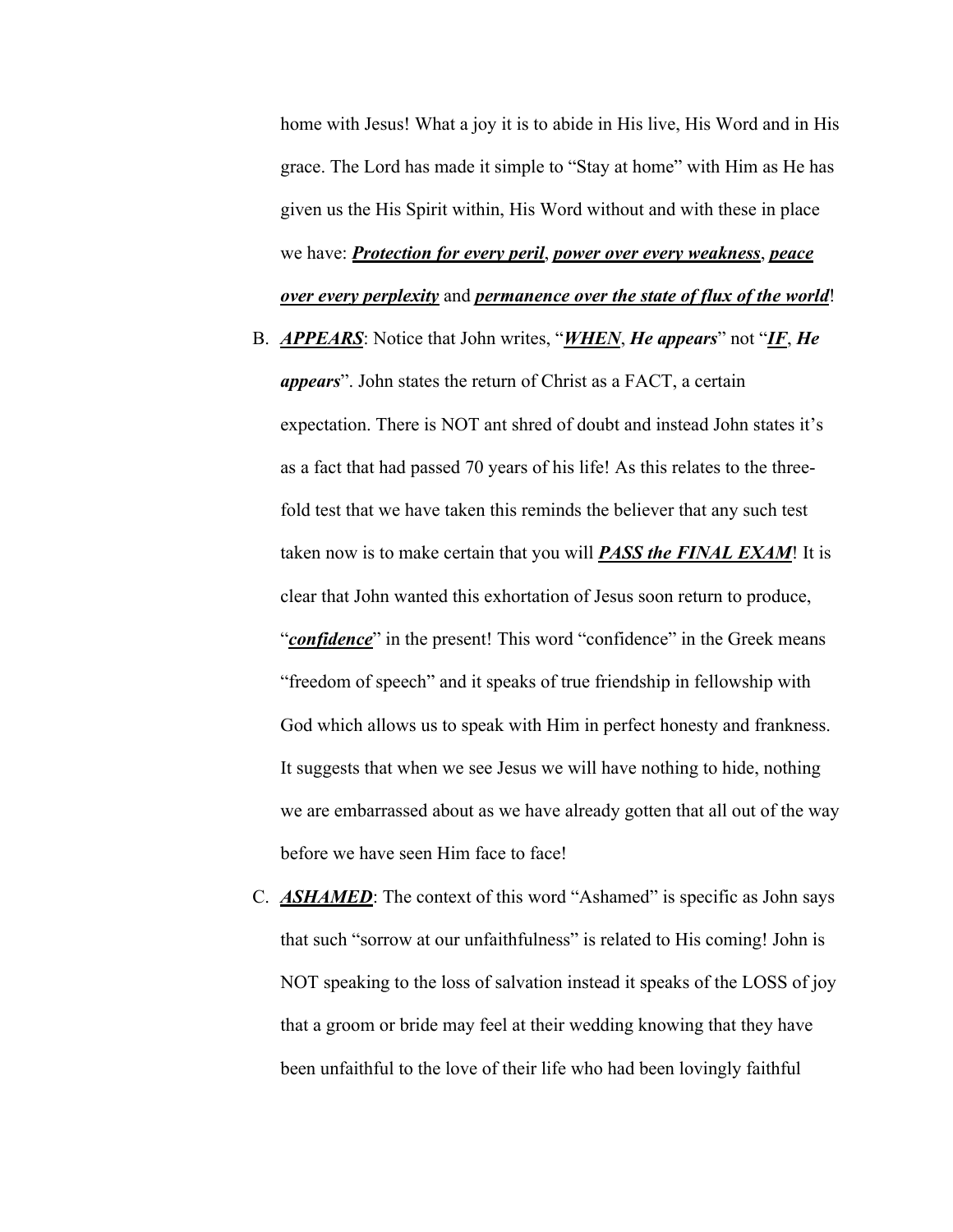home with Jesus! What a joy it is to abide in His live, His Word and in His grace. The Lord has made it simple to "Stay at home" with Him as He has given us the His Spirit within, His Word without and with these in place we have: ***<u>Protection for every peril</u>***, ***<u>power over every weakness</u>***, ***<u>peace over every perplexity</u>*** and ***<u>permanence over the state of flux of the world</u>***!

B. ***<u>APPEARS</u>***: Notice that John writes, "***<u>WHEN</u>***, ***He appears***" not "***<u>IF</u>***, ***He appears***". John states the return of Christ as a FACT, a certain expectation. There is NOT ant shred of doubt and instead John states it's as a fact that had passed 70 years of his life! As this relates to the three-fold test that we have taken this reminds the believer that any such test taken now is to make certain that you will ***<u>PASS the FINAL EXAM</u>***! It is clear that John wanted this exhortation of Jesus soon return to produce, "***<u>confidence</u>***" in the present! This word "confidence" in the Greek means "freedom of speech" and it speaks of true friendship in fellowship with God which allows us to speak with Him in perfect honesty and frankness. It suggests that when we see Jesus we will have nothing to hide, nothing we are embarrassed about as we have already gotten that all out of the way before we have seen Him face to face!

C. ***<u>ASHAMED</u>***: The context of this word "Ashamed" is specific as John says that such "sorrow at our unfaithfulness" is related to His coming! John is NOT speaking to the loss of salvation instead it speaks of the LOSS of joy that a groom or bride may feel at their wedding knowing that they have been unfaithful to the love of their life who had been lovingly faithful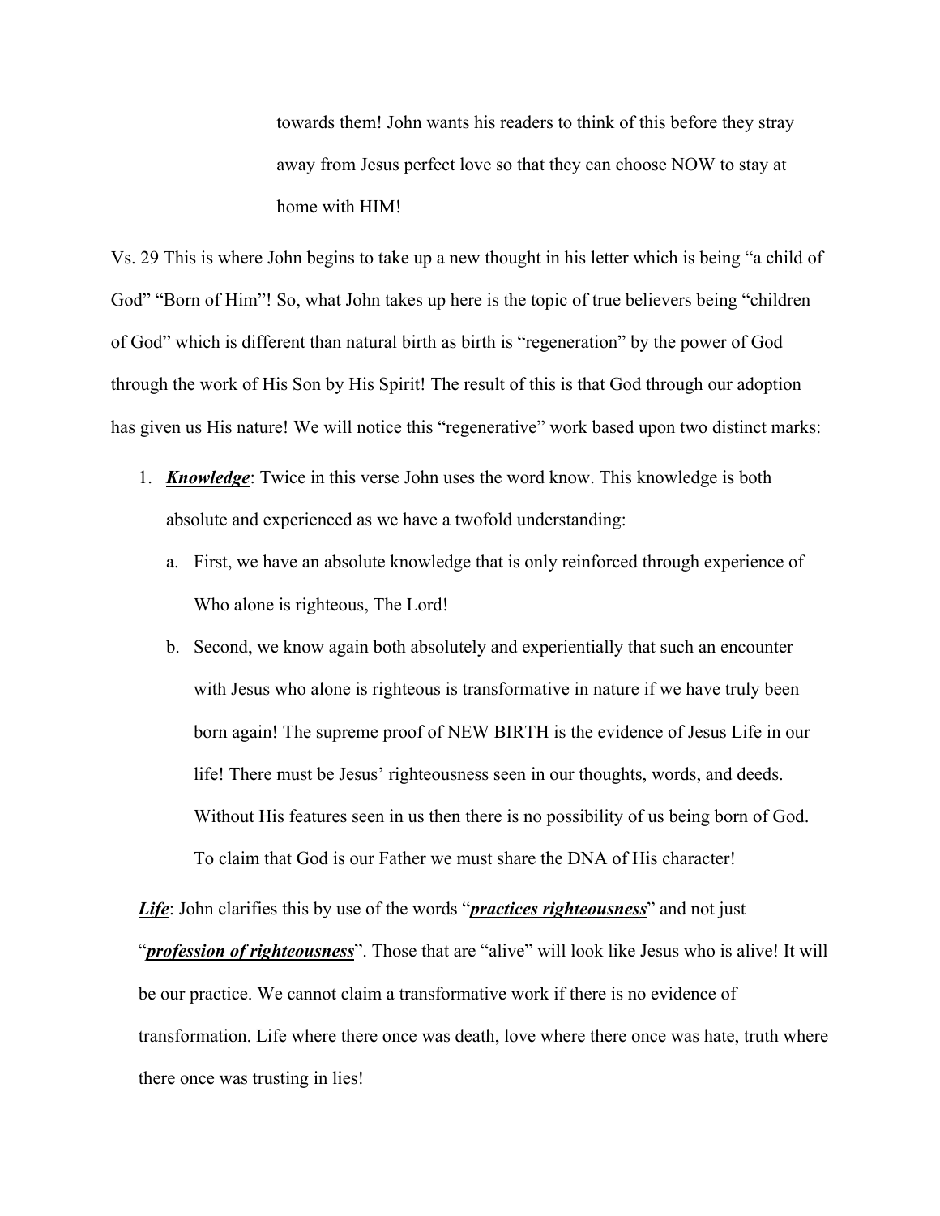towards them! John wants his readers to think of this before they stray away from Jesus perfect love so that they can choose NOW to stay at home with HIM!

Vs. 29 This is where John begins to take up a new thought in his letter which is being "a child of God" "Born of Him"! So, what John takes up here is the topic of true believers being "children of God" which is different than natural birth as birth is "regeneration" by the power of God through the work of His Son by His Spirit! The result of this is that God through our adoption has given us His nature! We will notice this "regenerative" work based upon two distinct marks:

1. ***<u>Knowledge</u>***: Twice in this verse John uses the word know. This knowledge is both absolute and experienced as we have a twofold understanding:
   a. First, we have an absolute knowledge that is only reinforced through experience of Who alone is righteous, The Lord!
   b. Second, we know again both absolutely and experientially that such an encounter with Jesus who alone is righteous is transformative in nature if we have truly been born again! The supreme proof of NEW BIRTH is the evidence of Jesus Life in our life! There must be Jesus' righteousness seen in our thoughts, words, and deeds. Without His features seen in us then there is no possibility of us being born of God. To claim that God is our Father we must share the DNA of His character!

***<u>Life</u>***: John clarifies this by use of the words "***<u>practices righteousness</u>***" and not just "***<u>profession of righteousness</u>***". Those that are "alive" will look like Jesus who is alive! It will be our practice. We cannot claim a transformative work if there is no evidence of transformation. Life where there once was death, love where there once was hate, truth where there once was trusting in lies!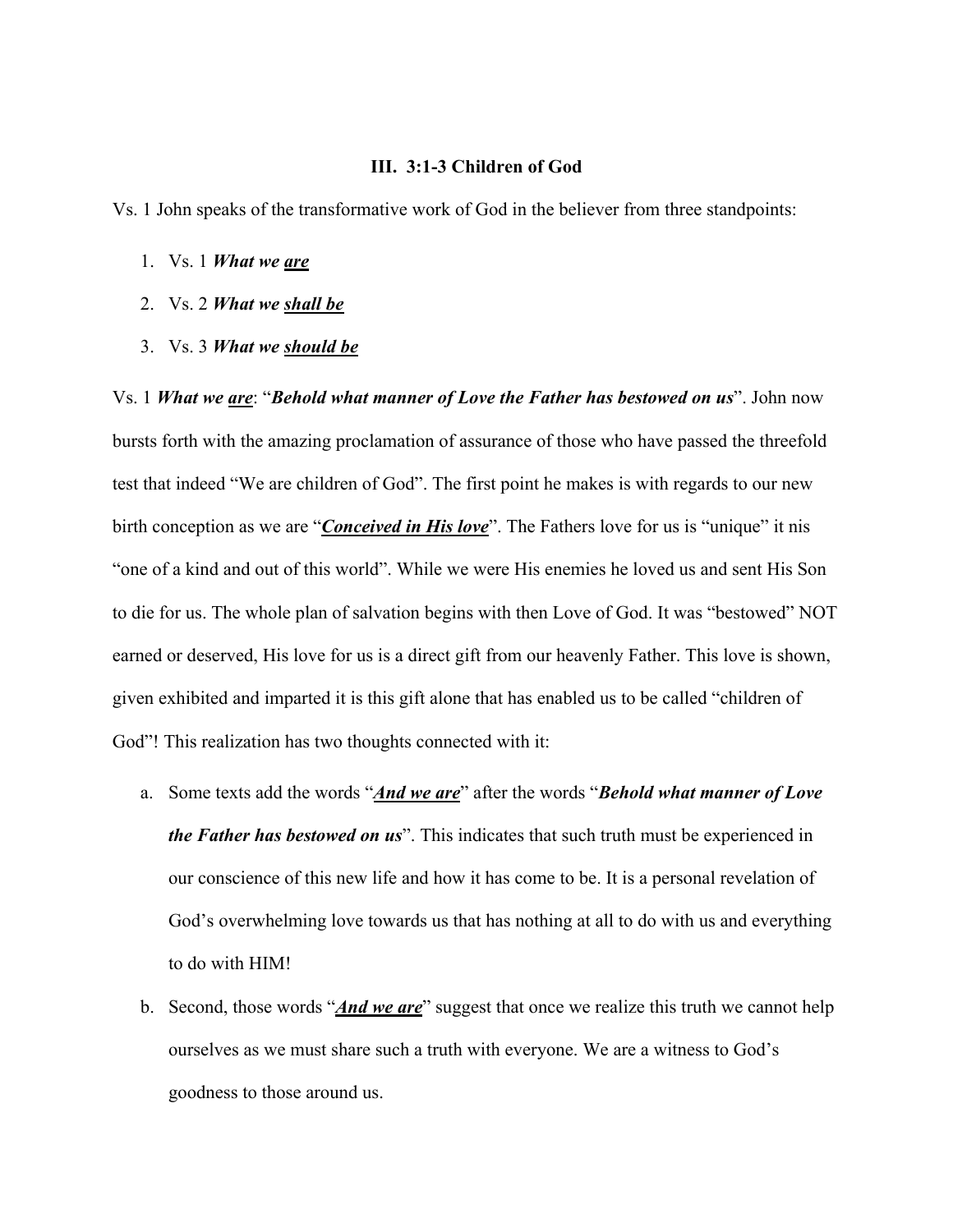### III. 3:1-3 Children of God

Vs. 1 John speaks of the transformative work of God in the believer from three standpoints:

1. Vs. 1 ***What we <u>are</u>***
2. Vs. 2 ***What we <u>shall be</u>***
3. Vs. 3 ***What we <u>should be</u>***

Vs. 1 ***What we <u>are</u>***: "***Behold what manner of Love the Father has bestowed on us***". John now bursts forth with the amazing proclamation of assurance of those who have passed the threefold test that indeed "We are children of God". The first point he makes is with regards to our new birth conception as we are "***<u>Conceived in His love</u>***". The Fathers love for us is "unique" it nis "one of a kind and out of this world". While we were His enemies he loved us and sent His Son to die for us. The whole plan of salvation begins with then Love of God. It was "bestowed" NOT earned or deserved, His love for us is a direct gift from our heavenly Father. This love is shown, given exhibited and imparted it is this gift alone that has enabled us to be called "children of God"! This realization has two thoughts connected with it:

a. Some texts add the words "***<u>And we are</u>***" after the words "***Behold what manner of Love the Father has bestowed on us***". This indicates that such truth must be experienced in our conscience of this new life and how it has come to be. It is a personal revelation of God's overwhelming love towards us that has nothing at all to do with us and everything to do with HIM!
b. Second, those words "***<u>And we are</u>***" suggest that once we realize this truth we cannot help ourselves as we must share such a truth with everyone. We are a witness to God's goodness to those around us.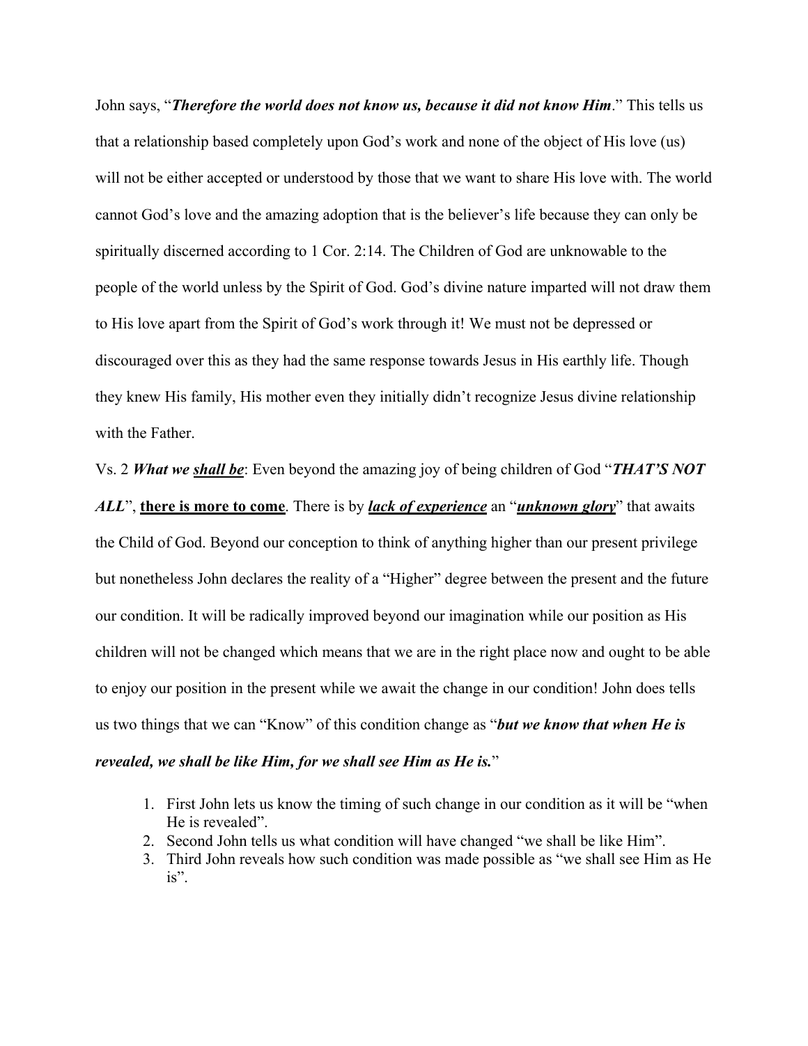John says, "***Therefore the world does not know us, because it did not know Him***." This tells us that a relationship based completely upon God's work and none of the object of His love (us) will not be either accepted or understood by those that we want to share His love with. The world cannot God's love and the amazing adoption that is the believer's life because they can only be spiritually discerned according to 1 Cor. 2:14. The Children of God are unknowable to the people of the world unless by the Spirit of God. God's divine nature imparted will not draw them to His love apart from the Spirit of God's work through it! We must not be depressed or discouraged over this as they had the same response towards Jesus in His earthly life. Though they knew His family, His mother even they initially didn't recognize Jesus divine relationship with the Father.

Vs. 2 ***What we <u>shall be</u>***: Even beyond the amazing joy of being children of God "***THAT'S NOT ALL***", **<u>there is more to come</u>**. There is by ***<u>lack of experience</u>*** an "***<u>unknown glory</u>***" that awaits the Child of God. Beyond our conception to think of anything higher than our present privilege but nonetheless John declares the reality of a "Higher" degree between the present and the future our condition. It will be radically improved beyond our imagination while our position as His children will not be changed which means that we are in the right place now and ought to be able to enjoy our position in the present while we await the change in our condition! John does tells us two things that we can "Know" of this condition change as "***but we know that when He is revealed, we shall be like Him, for we shall see Him as He is.***"

1. First John lets us know the timing of such change in our condition as it will be "when He is revealed".
2. Second John tells us what condition will have changed "we shall be like Him".
3. Third John reveals how such condition was made possible as "we shall see Him as He is".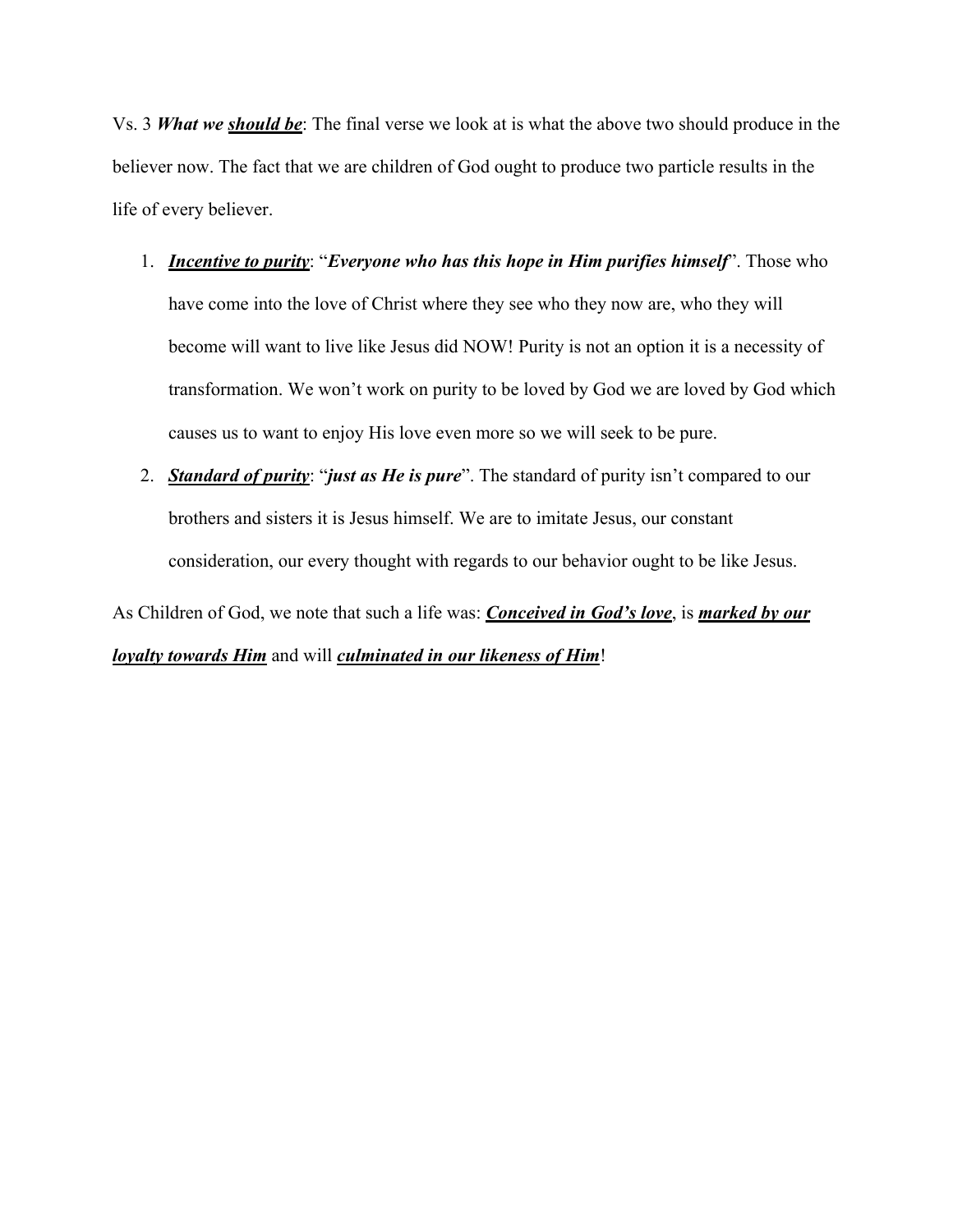Vs. 3 ***What we <u>should be</u>***: The final verse we look at is what the above two should produce in the believer now. The fact that we are children of God ought to produce two particle results in the life of every believer.

1. ***<u>Incentive to purity</u>***: "***Everyone who has this hope in Him purifies himself***". Those who have come into the love of Christ where they see who they now are, who they will become will want to live like Jesus did NOW! Purity is not an option it is a necessity of transformation. We won't work on purity to be loved by God we are loved by God which causes us to want to enjoy His love even more so we will seek to be pure.
2. ***<u>Standard of purity</u>***: "***just as He is pure***". The standard of purity isn't compared to our brothers and sisters it is Jesus himself. We are to imitate Jesus, our constant consideration, our every thought with regards to our behavior ought to be like Jesus.

As Children of God, we note that such a life was: ***<u>Conceived in God's love</u>***, is ***<u>marked by our loyalty towards Him</u>*** and will ***<u>culminated in our likeness of Him</u>***!